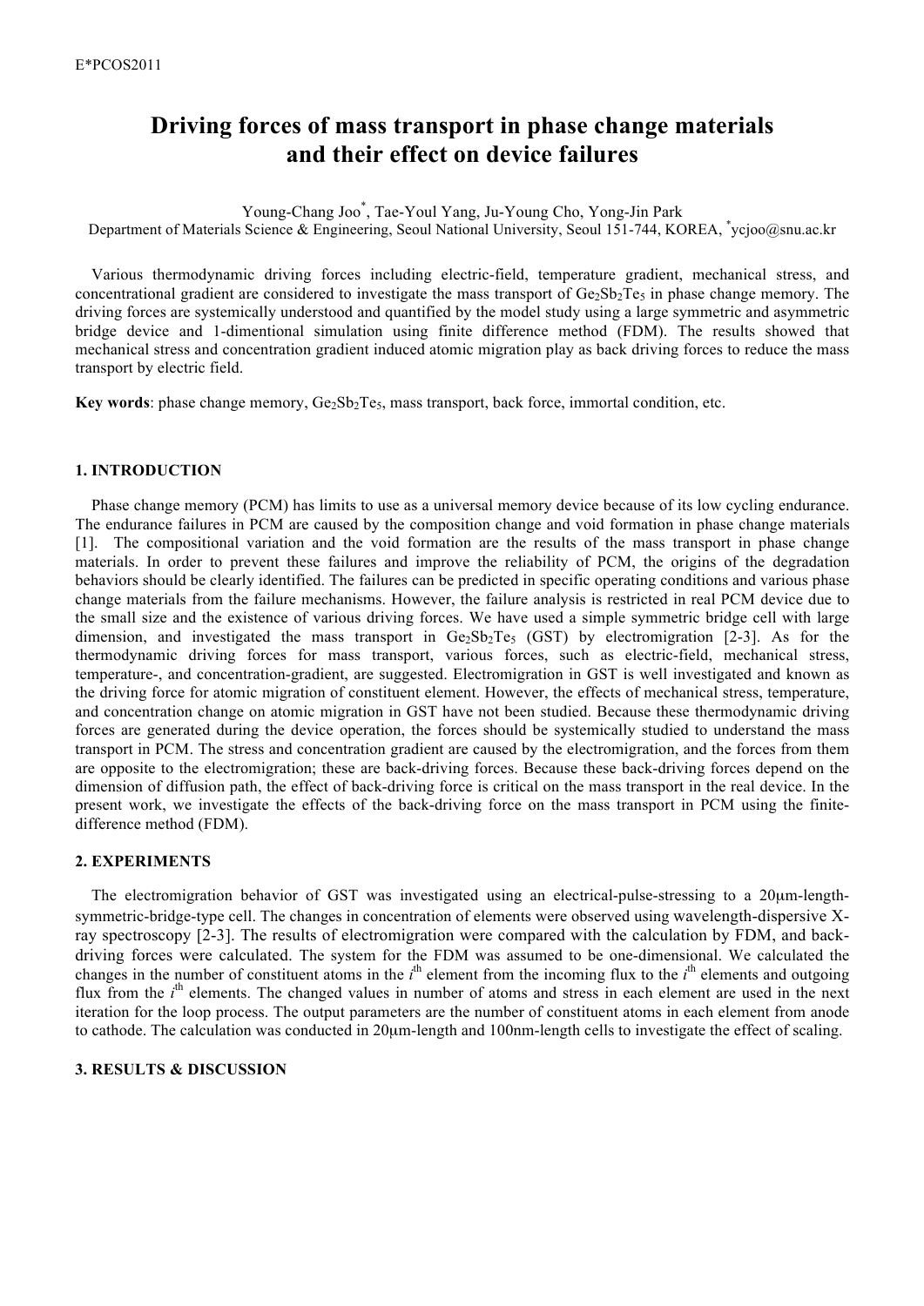# Driving forces of mass transport in phase change materials and their effect on device failures

Young-Chang Joo*, Tae-Youl Yang, Ju-Young Cho, Yong-Jin Park

Department of Materials Science & Engineering, Seoul National University, Seoul 151-744, KOREA, *ycjoo@snu.ac.kr

Various thermodynamic driving forces including electric-field, temperature gradient, mechanical stress, and concentrational gradient are considered to investigate the mass transport of $Ge_2Sb_2Te_5$ in phase change memory. The driving forces are systemically understood and quantified by the model study using a large symmetric and asymmetric bridge device and 1-dimentional simulation using finite difference method (FDM). The results showed that mechanical stress and concentration gradient induced atomic migration play as back driving forces to reduce the mass transport by electric field.

**Key words**: phase change memory, $Ge_2Sb_2Te_5$, mass transport, back force, immortal condition, etc.

## 1. INTRODUCTION

Phase change memory (PCM) has limits to use as a universal memory device because of its low cycling endurance. The endurance failures in PCM are caused by the composition change and void formation in phase change materials [1]. The compositional variation and the void formation are the results of the mass transport in phase change materials. In order to prevent these failures and improve the reliability of PCM, the origins of the degradation behaviors should be clearly identified. The failures can be predicted in specific operating conditions and various phase change materials from the failure mechanisms. However, the failure analysis is restricted in real PCM device due to the small size and the existence of various driving forces. We have used a simple symmetric bridge cell with large dimension, and investigated the mass transport in $Ge_2Sb_2Te_5$ (GST) by electromigration [2-3]. As for the thermodynamic driving forces for mass transport, various forces, such as electric-field, mechanical stress, temperature-, and concentration-gradient, are suggested. Electromigration in GST is well investigated and known as the driving force for atomic migration of constituent element. However, the effects of mechanical stress, temperature, and concentration change on atomic migration in GST have not been studied. Because these thermodynamic driving forces are generated during the device operation, the forces should be systemically studied to understand the mass transport in PCM. The stress and concentration gradient are caused by the electromigration, and the forces from them are opposite to the electromigration; these are back-driving forces. Because these back-driving forces depend on the dimension of diffusion path, the effect of back-driving force is critical on the mass transport in the real device. In the present work, we investigate the effects of the back-driving force on the mass transport in PCM using the finite-difference method (FDM).

## 2. EXPERIMENTS

The electromigration behavior of GST was investigated using an electrical-pulse-stressing to a 20μm-length-symmetric-bridge-type cell. The changes in concentration of elements were observed using wavelength-dispersive X-ray spectroscopy [2-3]. The results of electromigration were compared with the calculation by FDM, and back-driving forces were calculated. The system for the FDM was assumed to be one-dimensional. We calculated the changes in the number of constituent atoms in the $i^{th}$ element from the incoming flux to the $i^{th}$ elements and outgoing flux from the $i^{th}$ elements. The changed values in number of atoms and stress in each element are used in the next iteration for the loop process. The output parameters are the number of constituent atoms in each element from anode to cathode. The calculation was conducted in 20μm-length and 100nm-length cells to investigate the effect of scaling.

## 3. RESULTS & DISCUSSION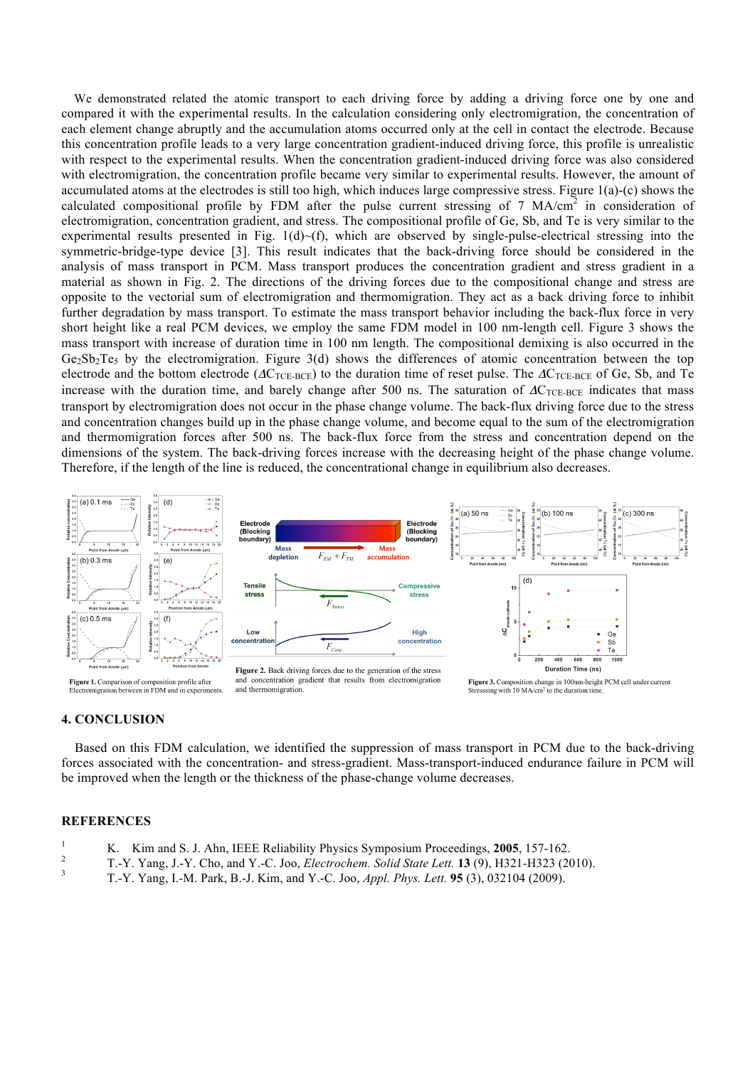We demonstrated related the atomic transport to each driving force by adding a driving force one by one and compared it with the experimental results. In the calculation considering only electromigration, the concentration of each element change abruptly and the accumulation atoms occurred only at the cell in contact the electrode. Because this concentration profile leads to a very large concentration gradient-induced driving force, this profile is unrealistic with respect to the experimental results. When the concentration gradient-induced driving force was also considered with electromigration, the concentration profile became very similar to experimental results. However, the amount of accumulated atoms at the electrodes is still too high, which induces large compressive stress. Figure 1(a)-(c) shows the calculated compositional profile by FDM after the pulse current stressing of 7 $MA/cm^2$ in consideration of electromigration, concentration gradient, and stress. The compositional profile of Ge, Sb, and Te is very similar to the experimental results presented in Fig. 1(d)~(f), which are observed by single-pulse-electrical stressing into the symmetric-bridge-type device [3]. This result indicates that the back-driving force should be considered in the analysis of mass transport in PCM. Mass transport produces the concentration gradient and stress gradient in a material as shown in Fig. 2. The directions of the driving forces due to the compositional change and stress are opposite to the vectorial sum of electromigration and thermomigration. They act as a back driving force to inhibit further degradation by mass transport. To estimate the mass transport behavior including the back-flux force in very short height like a real PCM devices, we employ the same FDM model in 100 nm-length cell. Figure 3 shows the mass transport with increase of duration time in 100 nm length. The compositional demixing is also occurred in the $Ge_2Sb_2Te_5$ by the electromigration. Figure 3(d) shows the differences of atomic concentration between the top electrode and the bottom electrode ($\Delta C_{TCE-BCE}$) to the duration time of reset pulse. The $\Delta C_{TCE-BCE}$ of Ge, Sb, and Te increase with the duration time, and barely change after 500 ns. The saturation of $\Delta C_{TCE-BCE}$ indicates that mass transport by electromigration does not occur in the phase change volume. The back-flux driving force due to the stress and concentration changes build up in the phase change volume, and become equal to the sum of the electromigration and thermomigration forces after 500 ns. The back-flux force from the stress and concentration depend on the dimensions of the system. The back-driving forces increase with the decreasing height of the phase change volume. Therefore, if the length of the line is reduced, the concentrational change in equilibrium also decreases.

(a) 0.1 ms
(b) 0.3 ms
(c) 0.5 ms
(d)
(e)
(f)
Ge
Sb
Te
Relative concentration
Relative intensity
Point from Anode (μm)
Position from Anode (μm)

**Figure 1.** Comparison of composition profile after Electromigration between in FDM and in experiments.

Electrode (Blocking boundary)
Electrode (Blocking boundary)
Mass depletion
$F_{EM} + F_{TM}$
Mass accumulation
Tensile stress
Compressive stress
$F_{Stress}$
Low concentration
High concentration
$F_{Conc.}$

**Figure 2.** Back driving forces due to the generation of the stress and concentration gradient that results from electromigration and thermomigration.

(a) 50 ns
(b) 100 ns
(c) 300 ns
Point from Anode (nm)
(d)
$\Delta C_{anode-cathode}$
Duration Time (ns)
Ge
Sb
Te

**Figure 3.** Composition change in 100nm-height PCM cell under current Stresssing with 10 $MA/cm^2$ to the duration time.

## 4. CONCLUSION

Based on this FDM calculation, we identified the suppression of mass transport in PCM due to the back-driving forces associated with the concentration- and stress-gradient. Mass-transport-induced endurance failure in PCM will be improved when the length or the thickness of the phase-change volume decreases.

## REFERENCES

1. K. Kim and S. J. Ahn, IEEE Reliability Physics Symposium Proceedings, **2005**, 157-162.
2. T.-Y. Yang, J.-Y. Cho, and Y.-C. Joo, *Electrochem. Solid State Lett.* **13** (9), H321-H323 (2010).
3. T.-Y. Yang, I.-M. Park, B.-J. Kim, and Y.-C. Joo, *Appl. Phys. Lett.* **95** (3), 032104 (2009).